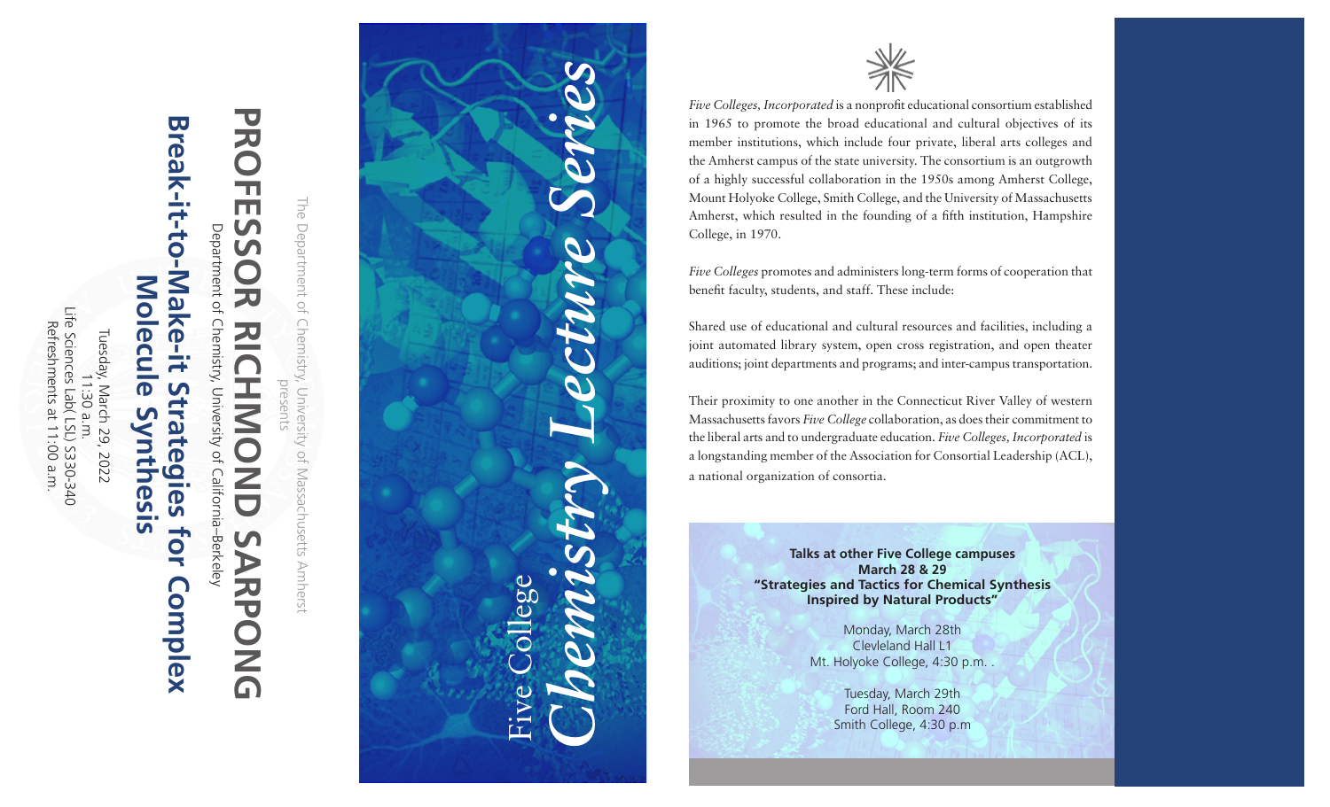The Department of Chemistry, University of Massachusetts Amherst

presents

# PROFESSOR RICHMOND SARPONG

Department of Chemistry, University of California–Berkeley

## Break-it-to-Make-it Strategies for Complex Molecule Synthesis

Tuesday, March 29, 2022

11:30 a.m.

Life Sciences Lab( LSL) S330-340

Refreshments at 11:00 a.m.

Five College

# *Chemistry Lecture Series*

*Five Colleges, Incorporated* is a nonprofit educational consortium established in 1965 to promote the broad educational and cultural objectives of its member institutions, which include four private, liberal arts colleges and the Amherst campus of the state university. The consortium is an outgrowth of a highly successful collaboration in the 1950s among Amherst College, Mount Holyoke College, Smith College, and the University of Massachusetts Amherst, which resulted in the founding of a fifth institution, Hampshire College, in 1970.

*Five Colleges* promotes and administers long-term forms of cooperation that benefit faculty, students, and staff. These include:

Shared use of educational and cultural resources and facilities, including a joint automated library system, open cross registration, and open theater auditions; joint departments and programs; and inter-campus transportation.

Their proximity to one another in the Connecticut River Valley of western Massachusetts favors *Five College* collaboration, as does their commitment to the liberal arts and to undergraduate education. *Five Colleges, Incorporated* is a longstanding member of the Association for Consortial Leadership (ACL), a national organization of consortia.

**Talks at other Five College campuses**
**March 28 & 29**
**"Strategies and Tactics for Chemical Synthesis Inspired by Natural Products"**

Monday, March 28th
Clevleland Hall L1
Mt. Holyoke College, 4:30 p.m. .

Tuesday, March 29th
Ford Hall, Room 240
Smith College, 4:30 p.m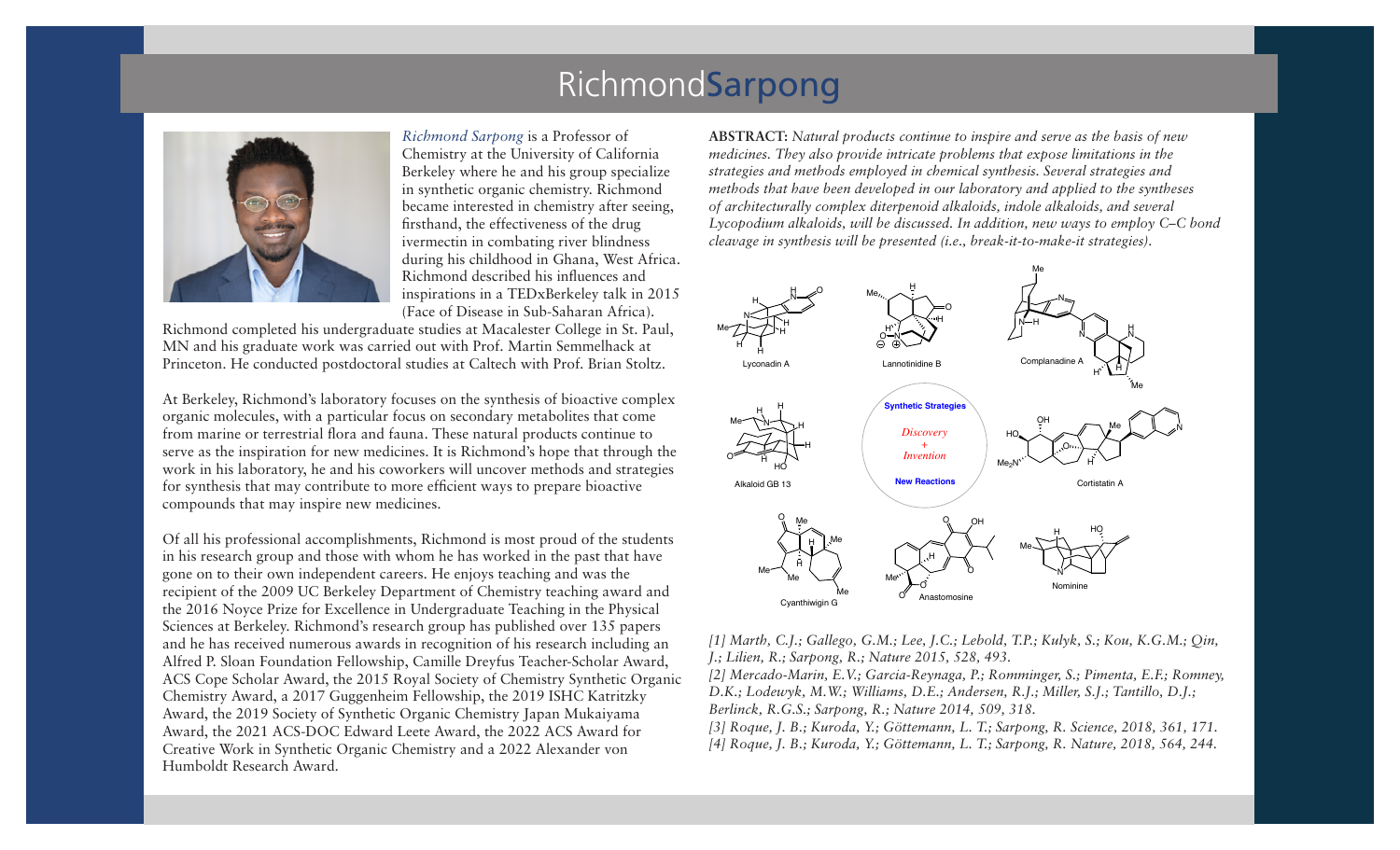# RichmondSarpong

*Richmond Sarpong* is a Professor of Chemistry at the University of California Berkeley where he and his group specialize in synthetic organic chemistry. Richmond became interested in chemistry after seeing, firsthand, the effectiveness of the drug ivermectin in combating river blindness during his childhood in Ghana, West Africa. Richmond described his influences and inspirations in a TEDxBerkeley talk in 2015 (Face of Disease in Sub-Saharan Africa). Richmond completed his undergraduate studies at Macalester College in St. Paul, MN and his graduate work was carried out with Prof. Martin Semmelhack at Princeton. He conducted postdoctoral studies at Caltech with Prof. Brian Stoltz.

At Berkeley, Richmond's laboratory focuses on the synthesis of bioactive complex organic molecules, with a particular focus on secondary metabolites that come from marine or terrestrial flora and fauna. These natural products continue to serve as the inspiration for new medicines. It is Richmond's hope that through the work in his laboratory, he and his coworkers will uncover methods and strategies for synthesis that may contribute to more efficient ways to prepare bioactive compounds that may inspire new medicines.

Of all his professional accomplishments, Richmond is most proud of the students in his research group and those with whom he has worked in the past that have gone on to their own independent careers. He enjoys teaching and was the recipient of the 2009 UC Berkeley Department of Chemistry teaching award and the 2016 Noyce Prize for Excellence in Undergraduate Teaching in the Physical Sciences at Berkeley. Richmond's research group has published over 135 papers and he has received numerous awards in recognition of his research including an Alfred P. Sloan Foundation Fellowship, Camille Dreyfus Teacher-Scholar Award, ACS Cope Scholar Award, the 2015 Royal Society of Chemistry Synthetic Organic Chemistry Award, a 2017 Guggenheim Fellowship, the 2019 ISHC Katritzky Award, the 2019 Society of Synthetic Organic Chemistry Japan Mukaiyama Award, the 2021 ACS-DOC Edward Leete Award, the 2022 ACS Award for Creative Work in Synthetic Organic Chemistry and a 2022 Alexander von Humboldt Research Award.

**ABSTRACT:** *Natural products continue to inspire and serve as the basis of new medicines. They also provide intricate problems that expose limitations in the strategies and methods employed in chemical synthesis. Several strategies and methods that have been developed in our laboratory and applied to the syntheses of architecturally complex diterpenoid alkaloids, indole alkaloids, and several Lycopodium alkaloids, will be discussed. In addition, new ways to employ C–C bond cleavage in synthesis will be presented (i.e., break-it-to-make-it strategies).*

Lyconadin A

Lannotinidine B

Complanadine A

Alkaloid GB 13

Synthetic Strategies

Discovery + Invention

New Reactions

Cortistatin A

Cyanthiwigin G

Anastomosine

Nominine

*[1] Marth, C.J.; Gallego, G.M.; Lee, J.C.; Lebold, T.P.; Kulyk, S.; Kou, K.G.M.; Qin, J.; Lilien, R.; Sarpong, R.; Nature 2015, 528, 493.*
*[2] Mercado-Marin, E.V.; Garcia-Reynaga, P.; Romminger, S.; Pimenta, E.F.; Romney, D.K.; Lodewyk, M.W.; Williams, D.E.; Andersen, R.J.; Miller, S.J.; Tantillo, D.J.; Berlinck, R.G.S.; Sarpong, R.; Nature 2014, 509, 318.*
*[3] Roque, J. B.; Kuroda, Y.; Göttemann, L. T.; Sarpong, R. Science, 2018, 361, 171.*
*[4] Roque, J. B.; Kuroda, Y.; Göttemann, L. T.; Sarpong, R. Nature, 2018, 564, 244.*